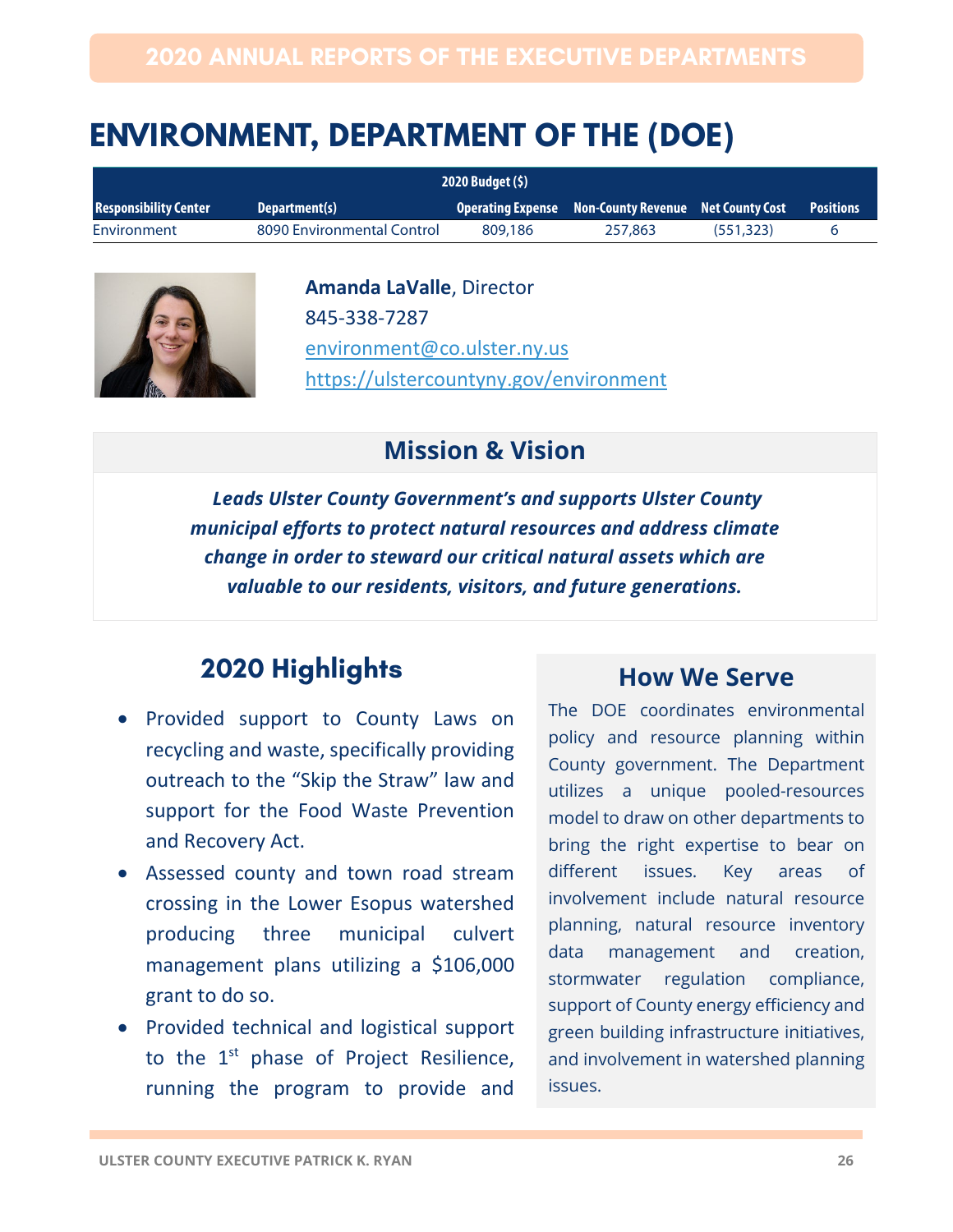# ENVIRONMENT, DEPARTMENT OF THE (DOE)

| | | 2020 Budget ($) | | | |
|---|---|---|---|---|---|
| Responsibility Center | Department(s) | Operating Expense | Non-County Revenue | Net County Cost | Positions |
| Environment | 8090 Environmental Control | 809,186 | 257,863 | (551,323) | 6 |

**Amanda LaValle**, Director
845-338-7287
environment@co.ulster.ny.us
https://ulstercountyny.gov/environment

## Mission & Vision

***Leads Ulster County Government's and supports Ulster County municipal efforts to protect natural resources and address climate change in order to steward our critical natural assets which are valuable to our residents, visitors, and future generations.***

## 2020 Highlights

- Provided support to County Laws on recycling and waste, specifically providing outreach to the "Skip the Straw" law and support for the Food Waste Prevention and Recovery Act.
- Assessed county and town road stream crossing in the Lower Esopus watershed producing three municipal culvert management plans utilizing a $106,000 grant to do so.
- Provided technical and logistical support to the 1st phase of Project Resilience, running the program to provide and

## How We Serve

The DOE coordinates environmental policy and resource planning within County government. The Department utilizes a unique pooled-resources model to draw on other departments to bring the right expertise to bear on different issues. Key areas of involvement include natural resource planning, natural resource inventory data management and creation, stormwater regulation compliance, support of County energy efficiency and green building infrastructure initiatives, and involvement in watershed planning issues.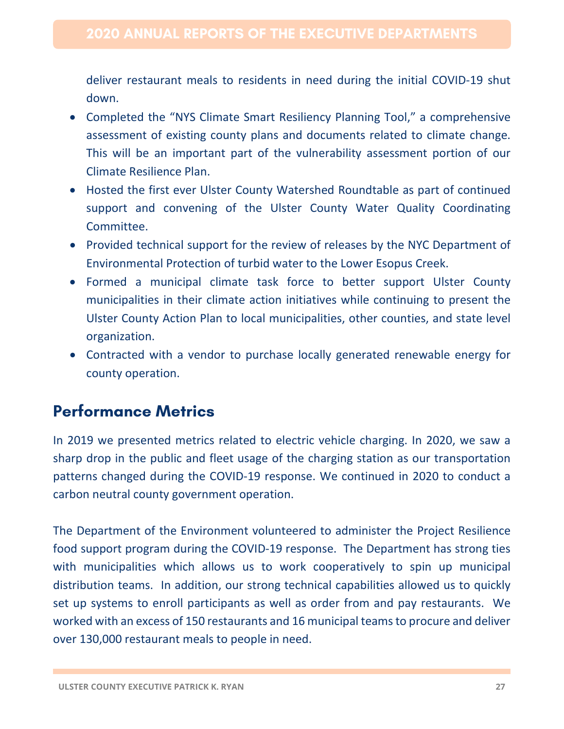deliver restaurant meals to residents in need during the initial COVID-19 shut down.

- Completed the “NYS Climate Smart Resiliency Planning Tool,” a comprehensive assessment of existing county plans and documents related to climate change. This will be an important part of the vulnerability assessment portion of our Climate Resilience Plan.
- Hosted the first ever Ulster County Watershed Roundtable as part of continued support and convening of the Ulster County Water Quality Coordinating Committee.
- Provided technical support for the review of releases by the NYC Department of Environmental Protection of turbid water to the Lower Esopus Creek.
- Formed a municipal climate task force to better support Ulster County municipalities in their climate action initiatives while continuing to present the Ulster County Action Plan to local municipalities, other counties, and state level organization.
- Contracted with a vendor to purchase locally generated renewable energy for county operation.

## Performance Metrics

In 2019 we presented metrics related to electric vehicle charging. In 2020, we saw a sharp drop in the public and fleet usage of the charging station as our transportation patterns changed during the COVID-19 response. We continued in 2020 to conduct a carbon neutral county government operation.

The Department of the Environment volunteered to administer the Project Resilience food support program during the COVID-19 response. The Department has strong ties with municipalities which allows us to work cooperatively to spin up municipal distribution teams. In addition, our strong technical capabilities allowed us to quickly set up systems to enroll participants as well as order from and pay restaurants. We worked with an excess of 150 restaurants and 16 municipal teams to procure and deliver over 130,000 restaurant meals to people in need.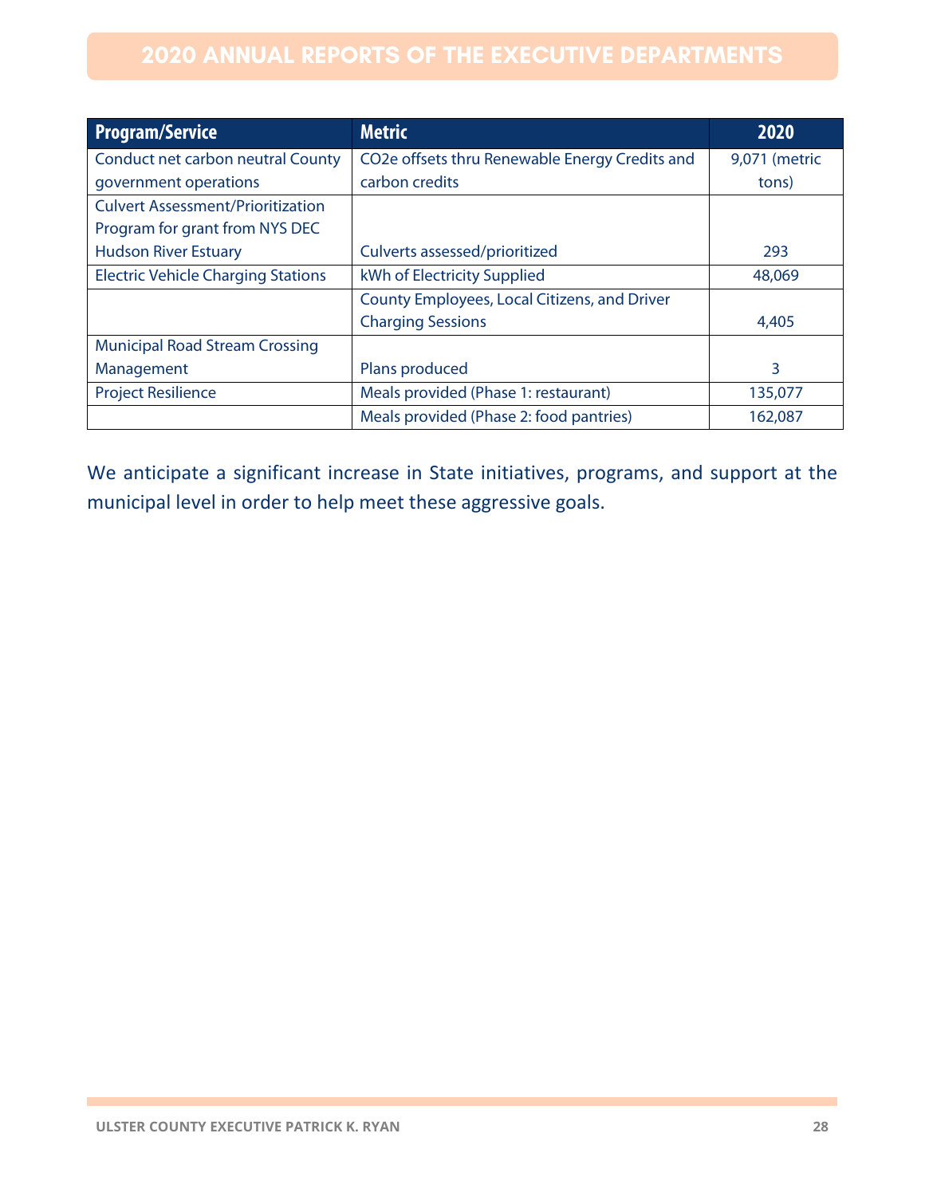| Program/Service | Metric | 2020 |
|---|---|---|
| Conduct net carbon neutral County government operations | $CO_2e$ offsets thru Renewable Energy Credits and carbon credits | 9,071 (metric tons) |
| Culvert Assessment/Prioritization Program for grant from NYS DEC Hudson River Estuary | Culverts assessed/prioritized | 293 |
| Electric Vehicle Charging Stations | kWh of Electricity Supplied | 48,069 |
| | County Employees, Local Citizens, and Driver Charging Sessions | 4,405 |
| Municipal Road Stream Crossing Management | Plans produced | 3 |
| Project Resilience | Meals provided (Phase 1: restaurant) | 135,077 |
| | Meals provided (Phase 2: food pantries) | 162,087 |

We anticipate a significant increase in State initiatives, programs, and support at the municipal level in order to help meet these aggressive goals.